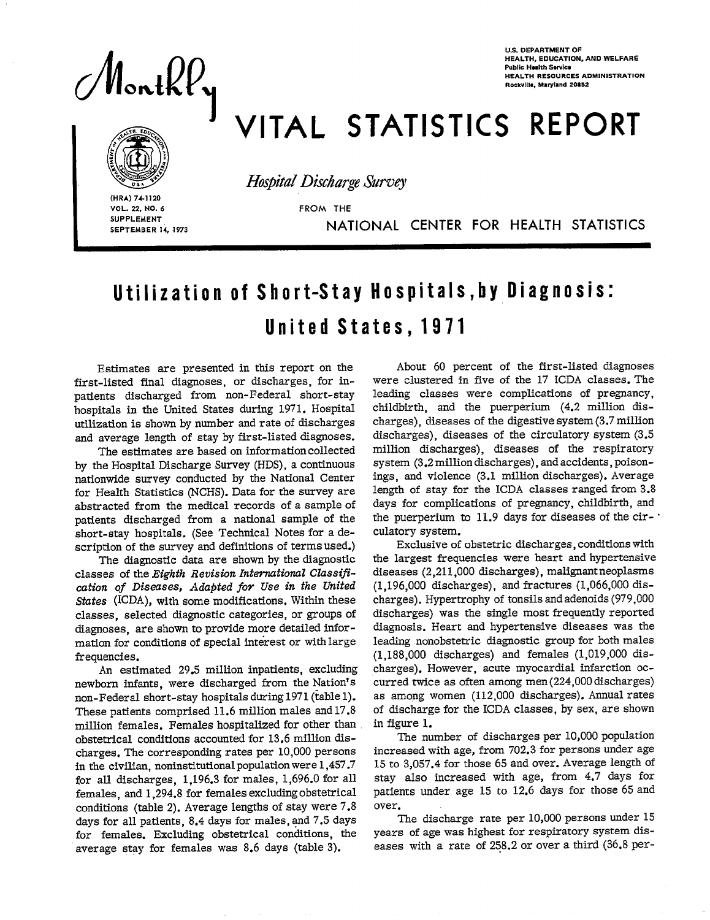U.S. DEPARTMENT OF HEALTH, EDUCATION, AND WELFARE
Public Health Service
HEALTH RESOURCES ADMINISTRATION
Rockville, Maryland 20852

# Monthly VITAL STATISTICS REPORT

*Hospital Discharge Survey*

FROM THE NATIONAL CENTER FOR HEALTH STATISTICS

(HRA) 74-1120
VOL. 22, NO. 6
SUPPLEMENT
SEPTEMBER 14, 1973

# Utilization of Short-Stay Hospitals, by Diagnosis: United States, 1971

Estimates are presented in this report on the first-listed final diagnoses, or discharges, for inpatients discharged from non-Federal short-stay hospitals in the United States during 1971. Hospital utilization is shown by number and rate of discharges and average length of stay by first-listed diagnoses.

The estimates are based on information collected by the Hospital Discharge Survey (HDS), a continuous nationwide survey conducted by the National Center for Health Statistics (NCHS). Data for the survey are abstracted from the medical records of a sample of patients discharged from a national sample of the short-stay hospitals. (See Technical Notes for a description of the survey and definitions of terms used.)

The diagnostic data are shown by the diagnostic classes of the *Eighth Revision International Classification of Diseases, Adapted for Use in the United States* (ICDA), with some modifications. Within these classes, selected diagnostic categories, or groups of diagnoses, are shown to provide more detailed information for conditions of special interest or with large frequencies.

An estimated 29.5 million inpatients, excluding newborn infants, were discharged from the Nation's non-Federal short-stay hospitals during 1971 (table 1). These patients comprised 11.6 million males and 17.8 million females. Females hospitalized for other than obstetrical conditions accounted for 13.6 million discharges. The corresponding rates per 10,000 persons in the civilian, noninstitutional population were 1,457.7 for all discharges, 1,196.3 for males, 1,696.0 for all females, and 1,294.8 for females excluding obstetrical conditions (table 2). Average lengths of stay were 7.8 days for all patients, 8.4 days for males, and 7.5 days for females. Excluding obstetrical conditions, the average stay for females was 8.6 days (table 3).

About 60 percent of the first-listed diagnoses were clustered in five of the 17 ICDA classes. The leading classes were complications of pregnancy, childbirth, and the puerperium (4.2 million discharges), diseases of the digestive system (3.7 million discharges), diseases of the circulatory system (3.5 million discharges), diseases of the respiratory system (3.2 million discharges), and accidents, poisonings, and violence (3.1 million discharges). Average length of stay for the ICDA classes ranged from 3.8 days for complications of pregnancy, childbirth, and the puerperium to 11.9 days for diseases of the circulatory system.

Exclusive of obstetric discharges, conditions with the largest frequencies were heart and hypertensive diseases (2,211,000 discharges), malignant neoplasms (1,196,000 discharges), and fractures (1,066,000 discharges). Hypertrophy of tonsils and adenoids (979,000 discharges) was the single most frequently reported diagnosis. Heart and hypertensive diseases was the leading nonobstetric diagnostic group for both males (1,188,000 discharges) and females (1,019,000 discharges). However, acute myocardial infarction occurred twice as often among men (224,000 discharges) as among women (112,000 discharges). Annual rates of discharge for the ICDA classes, by sex, are shown in figure 1.

The number of discharges per 10,000 population increased with age, from 702.3 for persons under age 15 to 3,057.4 for those 65 and over. Average length of stay also increased with age, from 4.7 days for patients under age 15 to 12.6 days for those 65 and over.

The discharge rate per 10,000 persons under 15 years of age was highest for respiratory system diseases with a rate of 258.2 or over a third (36.8 per-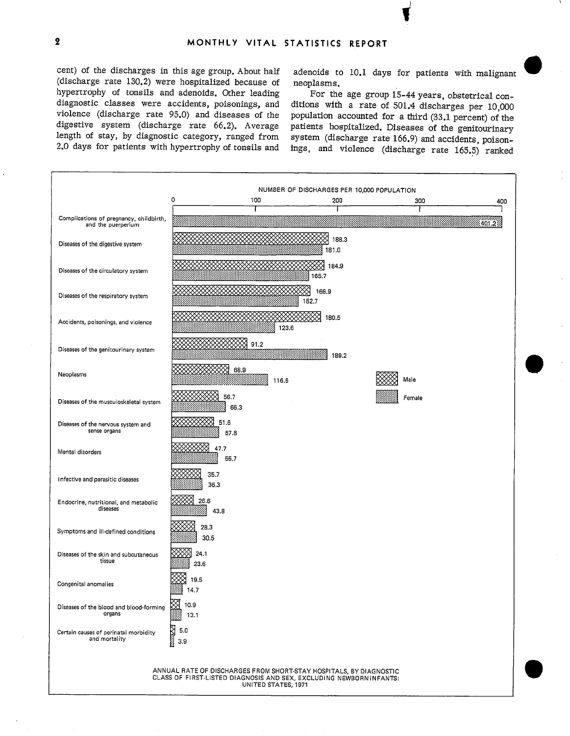cent) of the discharges in this age group. About half (discharge rate 130.2) were hospitalized because of hypertrophy of tonsils and adenoids. Other leading diagnostic classes were accidents, poisonings, and violence (discharge rate 95.0) and diseases of the digestive system (discharge rate 66.2). Average length of stay, by diagnostic category, ranged from 2.0 days for patients with hypertrophy of tonsils and adenoids to 10.1 days for patients with malignant neoplasms.

For the age group 15-44 years, obstetrical conditions with a rate of 501.4 discharges per 10,000 population accounted for a third (33.1 percent) of the patients hospitalized. Diseases of the genitourinary system (discharge rate 166.9) and accidents, poisonings, and violence (discharge rate 165.5) ranked

NUMBER OF DISCHARGES PER 10,000 POPULATION

| Diagnostic class | Male | Female |
|---|---|---|
| Complications of pregnancy, childbirth, and the puerperium | | 401.2 |
| Diseases of the digestive system | 188.3 | 181.0 |
| Diseases of the circulatory system | 184.9 | 165.7 |
| Diseases of the respiratory system | 166.9 | 152.7 |
| Accidents, poisonings, and violence | 180.5 | 123.6 |
| Diseases of the genitourinary system | 91.2 | 189.2 |
| Neoplasms | 68.9 | 116.5 |
| Diseases of the musculoskeletal system | 56.7 | 66.3 |
| Diseases of the nervous system and sense organs | 51.6 | 57.8 |
| Mental disorders | 47.7 | 55.7 |
| Infective and parasitic diseases | 35.7 | 36.3 |
| Endocrine, nutritional, and metabolic diseases | 26.6 | 43.8 |
| Symptoms and ill-defined conditions | 28.3 | 30.5 |
| Diseases of the skin and subcutaneous tissue | 24.1 | 23.6 |
| Congenital anomalies | 19.5 | 14.7 |
| Diseases of the blood and blood-forming organs | 10.9 | 13.1 |
| Certain causes of perinatal morbidity and mortality | 5.0 | 3.9 |

ANNUAL RATE OF DISCHARGES FROM SHORT-STAY HOSPITALS, BY DIAGNOSTIC CLASS OF FIRST-LISTED DIAGNOSIS AND SEX, EXCLUDING NEWBORN INFANTS: UNITED STATES, 1971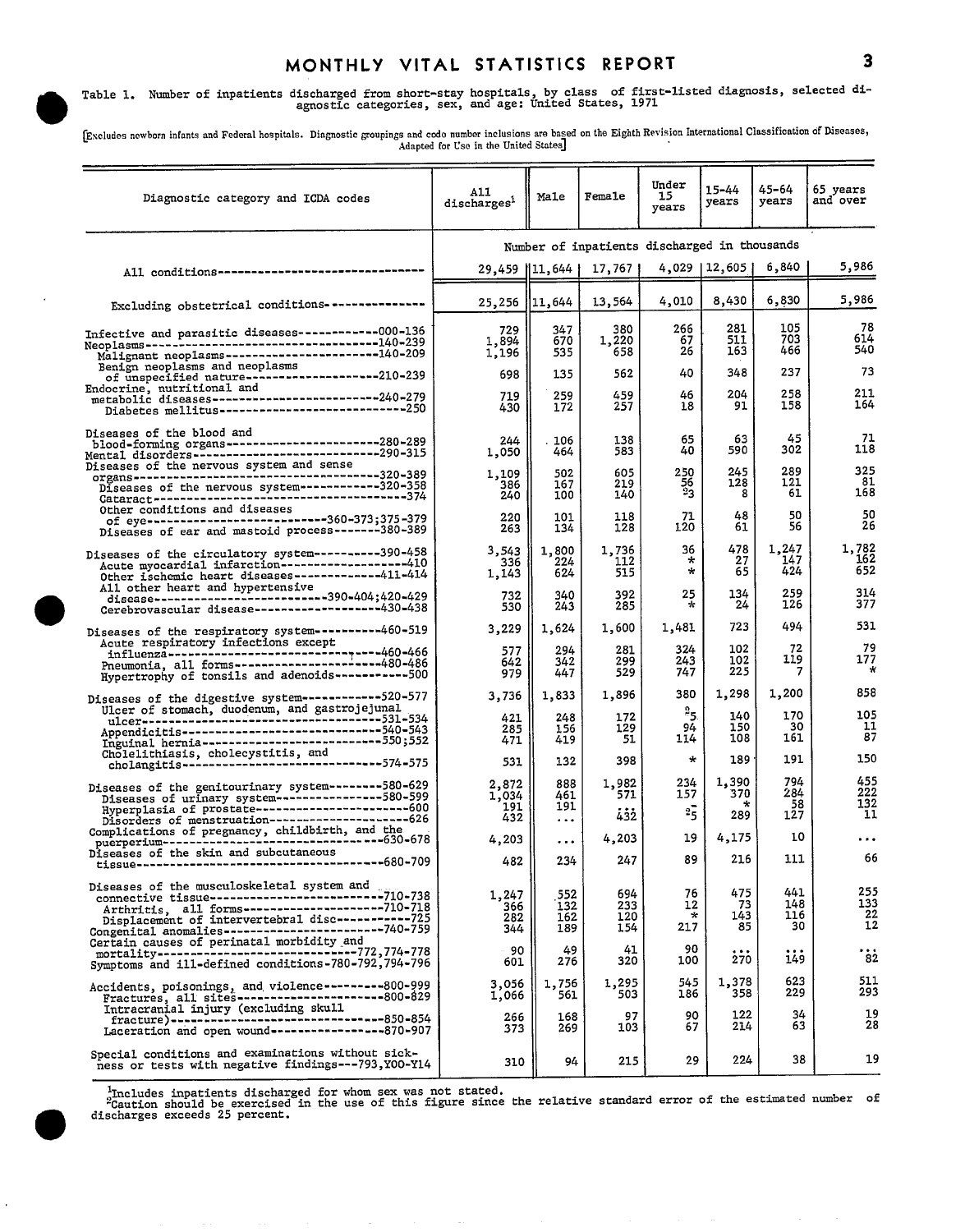Table 1. Number of inpatients discharged from short-stay hospitals, by class of first-listed diagnosis, selected diagnostic categories, sex, and age: United States, 1971

[Excludes newborn infants and Federal hospitals. Diagnostic groupings and code number inclusions are based on the Eighth Revision International Classification of Diseases, Adapted for Use in the United States]

| Diagnostic category and ICDA codes | All discharges[1] | Male | Female | Under 15 years | 15-44 years | 45-64 years | 65 years and over |
|---|---|---|---|---|---|---|---|
| | Number of inpatients discharged in thousands | | | | | | |
| All conditions | 29,459 | 11,644 | 17,767 | 4,029 | 12,605 | 6,840 | 5,986 |
| Excluding obstetrical conditions | 25,256 | 11,644 | 13,564 | 4,010 | 8,430 | 6,830 | 5,986 |
| Infective and parasitic diseases---000-136 | 729 | 347 | 380 | 266 | 281 | 105 | 78 |
| Neoplasms---140-239 | 1,894 | 670 | 1,220 | 67 | 511 | 703 | 614 |
| Malignant neoplasms---140-209 | 1,196 | 535 | 658 | 26 | 163 | 466 | 540 |
| Benign neoplasms and neoplasms of unspecified nature---210-239 | 698 | 135 | 562 | 40 | 348 | 237 | 73 |
| Endocrine, nutritional and metabolic diseases---240-279 | 719 | 259 | 459 | 46 | 204 | 258 | 211 |
| Diabetes mellitus---250 | 430 | 172 | 257 | 18 | 91 | 158 | 164 |
| Diseases of the blood and blood-forming organs---280-289 | 244 | 106 | 138 | 65 | 63 | 45 | 71 |
| Mental disorders---290-315 | 1,050 | 464 | 583 | 40 | 590 | 302 | 118 |
| Diseases of the nervous system and sense organs---320-389 | 1,109 | 502 | 605 | 250 | 245 | 289 | 325 |
| Diseases of the nervous system---320-358 | 386 | 167 | 219 | 56 | 128 | 121 | 81 |
| Cataract---374 | 240 | 100 | 140 | [2]3 | 8 | 61 | 168 |
| Other conditions and diseases of eye---360-373;375-379 | 220 | 101 | 118 | 71 | 48 | 50 | 50 |
| Diseases of ear and mastoid process---380-389 | 263 | 134 | 128 | 120 | 61 | 56 | 26 |
| Diseases of the circulatory system---390-458 | 3,543 | 1,800 | 1,736 | 36 | 478 | 1,247 | 1,782 |
| Acute myocardial infarction---410 | 336 | 224 | 112 | * | 27 | 147 | 162 |
| Other ischemic heart diseases---411-414 | 1,143 | 624 | 515 | * | 65 | 424 | 652 |
| All other heart and hypertensive disease---390-404;420-429 | 732 | 340 | 392 | 25 | 134 | 259 | 314 |
| Cerebrovascular disease---430-438 | 530 | 243 | 285 | * | 24 | 126 | 377 |
| Diseases of the respiratory system---460-519 | 3,229 | 1,624 | 1,600 | 1,481 | 723 | 494 | 531 |
| Acute respiratory infections except influenza---460-466 | 577 | 294 | 281 | 324 | 102 | 72 | 79 |
| Pneumonia, all forms---480-486 | 642 | 342 | 299 | 243 | 102 | 119 | 177 |
| Hypertrophy of tonsils and adenoids---500 | 979 | 447 | 529 | 747 | 225 | 7 | * |
| Diseases of the digestive system---520-577 | 3,736 | 1,833 | 1,896 | 380 | 1,298 | 1,200 | 858 |
| Ulcer of stomach, duodenum, and gastrojejunal ulcer---531-534 | 421 | 248 | 172 | [2]5 | 140 | 170 | 105 |
| Appendicitis---540-543 | 285 | 156 | 129 | 94 | 150 | 30 | 11 |
| Inguinal hernia---550;552 | 471 | 419 | 51 | 114 | 108 | 161 | 87 |
| Cholelithiasis, cholecystitis, and cholangitis---574-575 | 531 | 132 | 398 | * | 189 | 191 | 150 |
| Diseases of the genitourinary system---580-629 | 2,872 | 888 | 1,982 | 234 | 1,390 | 794 | 455 |
| Diseases of urinary system---580-599 | 1,034 | 461 | 571 | 157 | 370 | 284 | 222 |
| Hyperplasia of prostate---600 | 191 | 191 | ... | - | * | 58 | 132 |
| Disorders of menstruation---626 | 432 | ... | 432 | [2]5 | 289 | 127 | 11 |
| Complications of pregnancy, childbirth, and the puerperium---630-678 | 4,203 | ... | 4,203 | 19 | 4,175 | 10 | ... |
| Diseases of the skin and subcutaneous tissue---680-709 | 482 | 234 | 247 | 89 | 216 | 111 | 66 |
| Diseases of the musculoskeletal system and connective tissue---710-738 | 1,247 | 552 | 694 | 76 | 475 | 441 | 255 |
| Arthritis, all forms---710-718 | 366 | 132 | 233 | 12 | 73 | 148 | 133 |
| Displacement of intervertebral disc---725 | 282 | 162 | 120 | * | 143 | 116 | 22 |
| Congenital anomalies---740-759 | 344 | 189 | 154 | 217 | 85 | 30 | 12 |
| Certain causes of perinatal morbidity and mortality---772,774-778 | 90 | 49 | 41 | 90 | ... | ... | ... |
| Symptoms and ill-defined conditions-780-792,794-796 | 601 | 276 | 320 | 100 | 270 | 149 | 82 |
| Accidents, poisonings, and violence---800-999 | 3,056 | 1,756 | 1,295 | 545 | 1,378 | 623 | 511 |
| Fractures, all sites---800-829 | 1,066 | 561 | 503 | 186 | 358 | 229 | 293 |
| Intracranial injury (excluding skull fracture)---850-854 | 266 | 168 | 97 | 90 | 122 | 34 | 19 |
| Laceration and open wound---870-907 | 373 | 269 | 103 | 67 | 214 | 63 | 28 |
| Special conditions and examinations without sickness or tests with negative findings---793,Y00-Y14 | 310 | 94 | 215 | 29 | 224 | 38 | 19 |

[1]Includes inpatients discharged for whom sex was not stated.
[2]Caution should be exercised in the use of this figure since the relative standard error of the estimated number of discharges exceeds 25 percent.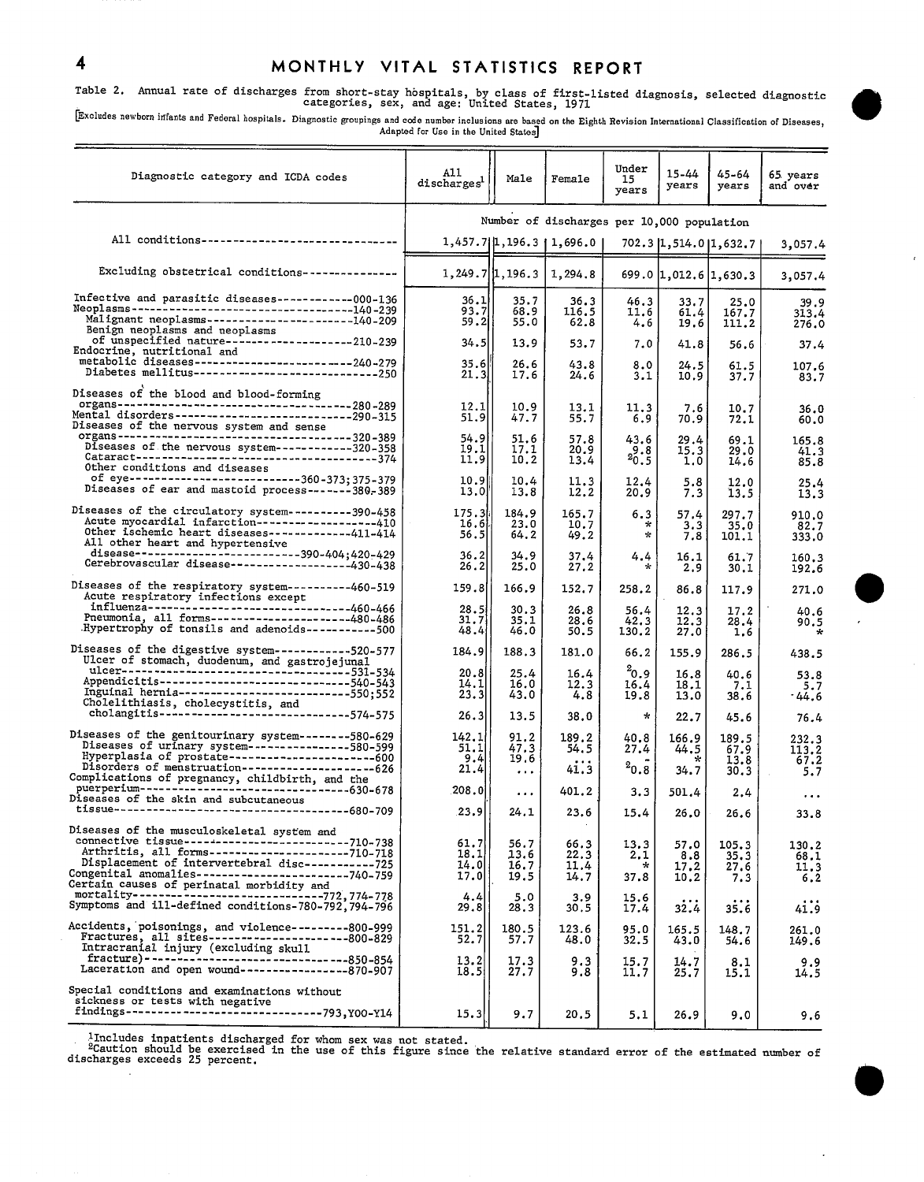Table 2. Annual rate of discharges from short-stay hospitals, by class of first-listed diagnosis, selected diagnostic categories, sex, and age: United States, 1971

[Excludes newborn infants and Federal hospitals. Diagnostic groupings and code number inclusions are based on the Eighth Revision International Classification of Diseases, Adapted for Use in the United States]

| Diagnostic category and ICDA codes | All discharges[1] | Male | Female | Under 15 years | 15-44 years | 45-64 years | 65 years and over |
|---|---|---|---|---|---|---|---|
| | Number of discharges per 10,000 population | | | | | | |
| All conditions | 1,457.7 | 1,196.3 | 1,696.0 | 702.3 | 1,514.0 | 1,632.7 | 3,057.4 |
| Excluding obstetrical conditions | 1,249.7 | 1,196.3 | 1,294.8 | 699.0 | 1,012.6 | 1,630.3 | 3,057.4 |
| Infective and parasitic diseases---000-136 | 36.1 | 35.7 | 36.3 | 46.3 | 33.7 | 25.0 | 39.9 |
| Neoplasms---140-239 | 93.7 | 68.9 | 116.5 | 11.6 | 61.4 | 167.7 | 313.4 |
| Malignant neoplasms---140-209 | 59.2 | 55.0 | 62.8 | 4.6 | 19.6 | 111.2 | 276.0 |
| Benign neoplasms and neoplasms of unspecified nature---210-239 | 34.5 | 13.9 | 53.7 | 7.0 | 41.8 | 56.6 | 37.4 |
| Endocrine, nutritional and metabolic diseases---240-279 | 35.6 | 26.6 | 43.8 | 8.0 | 24.5 | 61.5 | 107.6 |
| Diabetes mellitus---250 | 21.3 | 17.6 | 24.6 | 3.1 | 10.9 | 37.7 | 83.7 |
| Diseases of the blood and blood-forming organs---280-289 | 12.1 | 10.9 | 13.1 | 11.3 | 7.6 | 10.7 | 36.0 |
| Mental disorders---290-315 | 51.9 | 47.7 | 55.7 | 6.9 | 70.9 | 72.1 | 60.0 |
| Diseases of the nervous system and sense organs---320-389 | 54.9 | 51.6 | 57.8 | 43.6 | 29.4 | 69.1 | 165.8 |
| Diseases of the nervous system---320-358 | 19.1 | 17.1 | 20.9 | 9.8 | 15.3 | 29.0 | 41.3 |
| Cataract---374 | 11.9 | 10.2 | 13.4 | [2]0.5 | 1.0 | 14.6 | 85.8 |
| Other conditions and diseases of eye---360-373;375-379 | 10.9 | 10.4 | 11.3 | 12.4 | 5.8 | 12.0 | 25.4 |
| Diseases of ear and mastoid process---380-389 | 13.0 | 13.8 | 12.2 | 20.9 | 7.3 | 13.5 | 13.3 |
| Diseases of the circulatory system---390-458 | 175.3 | 184.9 | 165.7 | 6.3 | 57.4 | 297.7 | 910.0 |
| Acute myocardial infarction---410 | 16.6 | 23.0 | 10.7 | * | 3.3 | 35.0 | 82.7 |
| Other ischemic heart diseases---411-414 | 56.5 | 64.2 | 49.2 | * | 7.8 | 101.1 | 333.0 |
| All other heart and hypertensive disease---390-404;420-429 | 36.2 | 34.9 | 37.4 | 4.4 | 16.1 | 61.7 | 160.3 |
| Cerebrovascular disease---430-438 | 26.2 | 25.0 | 27.2 | * | 2.9 | 30.1 | 192.6 |
| Diseases of the respiratory system---460-519 | 159.8 | 166.9 | 152.7 | 258.2 | 86.8 | 117.9 | 271.0 |
| Acute respiratory infections except influenza---460-466 | 28.5 | 30.3 | 26.8 | 56.4 | 12.3 | 17.2 | 40.6 |
| Pneumonia, all forms---480-486 | 31.7 | 35.1 | 28.6 | 42.3 | 12.3 | 28.4 | 90.5 |
| Hypertrophy of tonsils and adenoids---500 | 48.4 | 46.0 | 50.5 | 130.2 | 27.0 | 1.6 | * |
| Diseases of the digestive system---520-577 | 184.9 | 188.3 | 181.0 | 66.2 | 155.9 | 286.5 | 438.5 |
| Ulcer of stomach, duodenum, and gastrojejunal ulcer---531-534 | 20.8 | 25.4 | 16.4 | [2]0.9 | 16.8 | 40.6 | 53.8 |
| Appendicitis---540-543 | 14.1 | 16.0 | 12.3 | 16.4 | 18.1 | 7.1 | 5.7 |
| Inguinal hernia---550;552 | 23.3 | 43.0 | 4.8 | 19.8 | 13.0 | 38.6 | 44.6 |
| Cholelithiasis, cholecystitis, and cholangitis---574-575 | 26.3 | 13.5 | 38.0 | * | 22.7 | 45.6 | 76.4 |
| Diseases of the genitourinary system---580-629 | 142.1 | 91.2 | 189.2 | 40.8 | 166.9 | 189.5 | 232.3 |
| Diseases of urinary system---580-599 | 51.1 | 47.3 | 54.5 | 27.4 | 44.5 | 67.9 | 113.2 |
| Hyperplasia of prostate---600 | 9.4 | 19.6 | ... | - | * | 13.8 | 67.2 |
| Disorders of menstruation---626 | 21.4 | ... | 41.3 | [2]0.8 | 34.7 | 30.3 | 5.7 |
| Complications of pregnancy, childbirth, and the puerperium---630-678 | 208.0 | ... | 401.2 | 3.3 | 501.4 | 2.4 | ... |
| Diseases of the skin and subcutaneous tissue---680-709 | 23.9 | 24.1 | 23.6 | 15.4 | 26.0 | 26.6 | 33.8 |
| Diseases of the musculoskeletal system and connective tissue---710-738 | 61.7 | 56.7 | 66.3 | 13.3 | 57.0 | 105.3 | 130.2 |
| Arthritis, all forms---710-718 | 18.1 | 13.6 | 22.3 | 2.1 | 8.8 | 35.3 | 68.1 |
| Displacement of intervertebral disc---725 | 14.0 | 16.7 | 11.4 | * | 17.2 | 27.6 | 11.3 |
| Congenital anomalies---740-759 | 17.0 | 19.5 | 14.7 | 37.8 | 10.2 | 7.3 | 6.2 |
| Certain causes of perinatal morbidity and mortality---772,774-778 | 4.4 | 5.0 | 3.9 | 15.6 | ... | ... | ... |
| Symptoms and ill-defined conditions-780-792,794-796 | 29.8 | 28.3 | 30.5 | 17.4 | 32.4 | 35.6 | 41.9 |
| Accidents, poisonings, and violence---800-999 | 151.2 | 180.5 | 123.6 | 95.0 | 165.5 | 148.7 | 261.0 |
| Fractures, all sites---800-829 | 52.7 | 57.7 | 48.0 | 32.5 | 43.0 | 54.6 | 149.6 |
| Intracranial injury (excluding skull fracture)---850-854 | 13.2 | 17.3 | 9.3 | 15.7 | 14.7 | 8.1 | 9.9 |
| Laceration and open wound---870-907 | 18.5 | 27.7 | 9.8 | 11.7 | 25.7 | 15.1 | 14.5 |
| Special conditions and examinations without sickness or tests with negative findings---793,Y00-Y14 | 15.3 | 9.7 | 20.5 | 5.1 | 26.9 | 9.0 | 9.6 |

[1]Includes inpatients discharged for whom sex was not stated.
[2]Caution should be exercised in the use of this figure since the relative standard error of the estimated number of discharges exceeds 25 percent.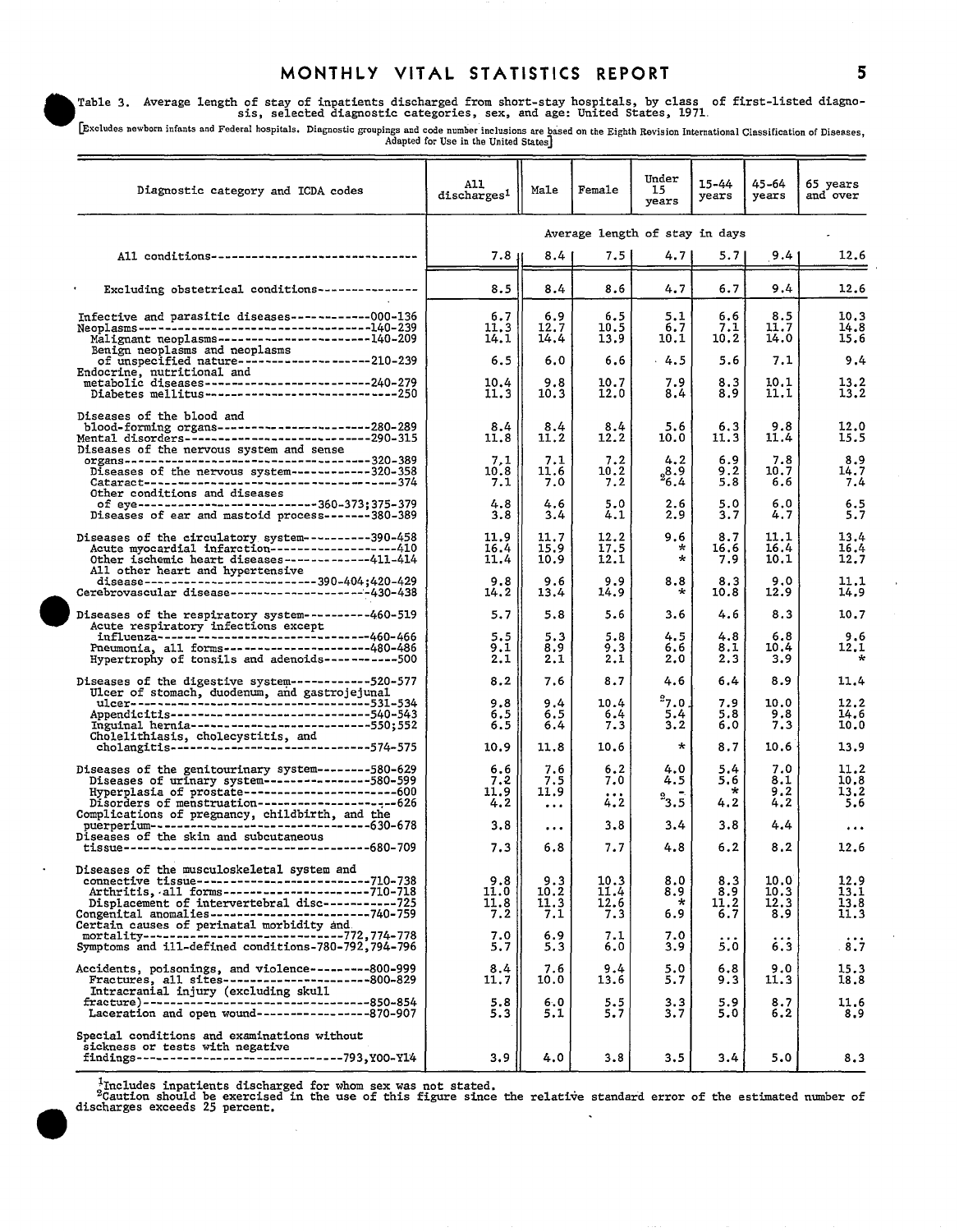Table 3. Average length of stay of inpatients discharged from short-stay hospitals, by class of first-listed diagnosis, selected diagnostic categories, sex, and age: United States, 1971

[Excludes newborn infants and Federal hospitals. Diagnostic groupings and code number inclusions are based on the Eighth Revision International Classification of Diseases, Adapted for Use in the United States]

| Diagnostic category and ICDA codes | All discharges[1] | Male | Female | Under 15 years | 15-44 years | 45-64 years | 65 years and over |
|---|---|---|---|---|---|---|---|
| | Average length of stay in days | | | | | | |
| All conditions | 7.8 | 8.4 | 7.5 | 4.7 | 5.7 | 9.4 | 12.6 |
| Excluding obstetrical conditions | 8.5 | 8.4 | 8.6 | 4.7 | 6.7 | 9.4 | 12.6 |
| Infective and parasitic diseases 000-136 | 6.7 | 6.9 | 6.5 | 5.1 | 6.6 | 8.5 | 10.3 |
| Neoplasms 140-239 | 11.3 | 12.7 | 10.5 | 6.7 | 7.1 | 11.7 | 14.8 |
| Malignant neoplasms 140-209 | 14.1 | 14.4 | 13.9 | 10.1 | 10.2 | 14.0 | 15.6 |
| Benign neoplasms and neoplasms of unspecified nature 210-239 | 6.5 | 6.0 | 6.6 | 4.5 | 5.6 | 7.1 | 9.4 |
| Endocrine, nutritional and metabolic diseases 240-279 | 10.4 | 9.8 | 10.7 | 7.9 | 8.3 | 10.1 | 13.2 |
| Diabetes mellitus 250 | 11.3 | 10.3 | 12.0 | 8.4 | 8.9 | 11.1 | 13.2 |
| Diseases of the blood and blood-forming organs 280-289 | 8.4 | 8.4 | 8.4 | 5.6 | 6.3 | 9.8 | 12.0 |
| Mental disorders 290-315 | 11.8 | 11.2 | 12.2 | 10.0 | 11.3 | 11.4 | 15.5 |
| Diseases of the nervous system and sense organs 320-389 | 7.1 | 7.1 | 7.2 | 4.2 | 6.9 | 7.8 | 8.9 |
| Diseases of the nervous system 320-358 | 10.8 | 11.6 | 10.2 | [2]8.9 | 9.2 | 10.7 | 14.7 |
| Cataract 374 | 7.1 | 7.0 | 7.2 | [2]6.4 | 5.8 | 6.6 | 7.4 |
| Other conditions and diseases of eye 360-373;375-379 | 4.8 | 4.6 | 5.0 | 2.6 | 5.0 | 6.0 | 6.5 |
| Diseases of ear and mastoid process 380-389 | 3.8 | 3.4 | 4.1 | 2.9 | 3.7 | 4.7 | 5.7 |
| Diseases of the circulatory system 390-458 | 11.9 | 11.7 | 12.2 | 9.6 | 8.7 | 11.1 | 13.4 |
| Acute myocardial infarction 410 | 16.4 | 15.9 | 17.5 | * | 16.6 | 16.4 | 16.4 |
| Other ischemic heart diseases 411-414 | 11.4 | 10.9 | 12.1 | * | 7.9 | 10.1 | 12.7 |
| All other heart and hypertensive disease 390-404;420-429 | 9.8 | 9.6 | 9.9 | 8.8 | 8.3 | 9.0 | 11.1 |
| Cerebrovascular disease 430-438 | 14.2 | 13.4 | 14.9 | * | 10.8 | 12.9 | 14.9 |
| Diseases of the respiratory system 460-519 | 5.7 | 5.8 | 5.6 | 3.6 | 4.6 | 8.3 | 10.7 |
| Acute respiratory infections except influenza 460-466 | 5.5 | 5.3 | 5.8 | 4.5 | 4.8 | 6.8 | 9.6 |
| Pneumonia, all forms 480-486 | 9.1 | 8.9 | 9.3 | 6.6 | 8.1 | 10.4 | 12.1 |
| Hypertrophy of tonsils and adenoids 500 | 2.1 | 2.1 | 2.1 | 2.0 | 2.3 | 3.9 | * |
| Diseases of the digestive system 520-577 | 8.2 | 7.6 | 8.7 | 4.6 | 6.4 | 8.9 | 11.4 |
| Ulcer of stomach, duodenum, and gastrojejunal ulcer 531-534 | 9.8 | 9.4 | 10.4 | [2]7.0 | 7.9 | 10.0 | 12.2 |
| Appendicitis 540-543 | 6.5 | 6.5 | 6.4 | 5.4 | 5.8 | 9.8 | 14.6 |
| Inguinal hernia 550;552 | 6.5 | 6.4 | 7.3 | 3.2 | 6.0 | 7.3 | 10.0 |
| Cholelithiasis, cholecystitis, and cholangitis 574-575 | 10.9 | 11.8 | 10.6 | * | 8.7 | 10.6 | 13.9 |
| Diseases of the genitourinary system 580-629 | 6.6 | 7.6 | 6.2 | 4.0 | 5.4 | 7.0 | 11.2 |
| Diseases of urinary system 580-599 | 7.2 | 7.5 | 7.0 | 4.5 | 5.6 | 8.1 | 10.8 |
| Hyperplasia of prostate 600 | 11.9 | 11.9 | ... | - | * | 9.2 | 13.2 |
| Disorders of menstruation 626 | 4.2 | ... | 4.2 | [2]3.5 | 4.2 | 4.2 | 5.6 |
| Complications of pregnancy, childbirth, and the puerperium 630-678 | 3.8 | ... | 3.8 | 3.4 | 3.8 | 4.4 | ... |
| Diseases of the skin and subcutaneous tissue 680-709 | 7.3 | 6.8 | 7.7 | 4.8 | 6.2 | 8.2 | 12.6 |
| Diseases of the musculoskeletal system and connective tissue 710-738 | 9.8 | 9.3 | 10.3 | 8.0 | 8.3 | 10.0 | 12.9 |
| Arthritis, all forms 710-718 | 11.0 | 10.2 | 11.4 | 8.9 | 8.9 | 10.3 | 13.1 |
| Displacement of intervertebral disc 725 | 11.8 | 11.3 | 12.6 | * | 11.2 | 12.3 | 13.8 |
| Congenital anomalies 740-759 | 7.2 | 7.1 | 7.3 | 6.9 | 6.7 | 8.9 | 11.3 |
| Certain causes of perinatal morbidity and mortality 772,774-778 | 7.0 | 6.9 | 7.1 | 7.0 | ... | ... | ... |
| Symptoms and ill-defined conditions 780-792,794-796 | 5.7 | 5.3 | 6.0 | 3.9 | 5.0 | 6.3 | 8.7 |
| Accidents, poisonings, and violence 800-999 | 8.4 | 7.6 | 9.4 | 5.0 | 6.8 | 9.0 | 15.3 |
| Fractures, all sites 800-829 | 11.7 | 10.0 | 13.6 | 5.7 | 9.3 | 11.3 | 18.8 |
| Intracranial injury (excluding skull fracture) 850-854 | 5.8 | 6.0 | 5.5 | 3.3 | 5.9 | 8.7 | 11.6 |
| Laceration and open wound 870-907 | 5.3 | 5.1 | 5.7 | 3.7 | 5.0 | 6.2 | 8.9 |
| Special conditions and examinations without sickness or tests with negative findings 793,Y00-Y14 | 3.9 | 4.0 | 3.8 | 3.5 | 3.4 | 5.0 | 8.3 |

[1]Includes inpatients discharged for whom sex was not stated.
[2]Caution should be exercised in the use of this figure since the relative standard error of the estimated number of discharges exceeds 25 percent.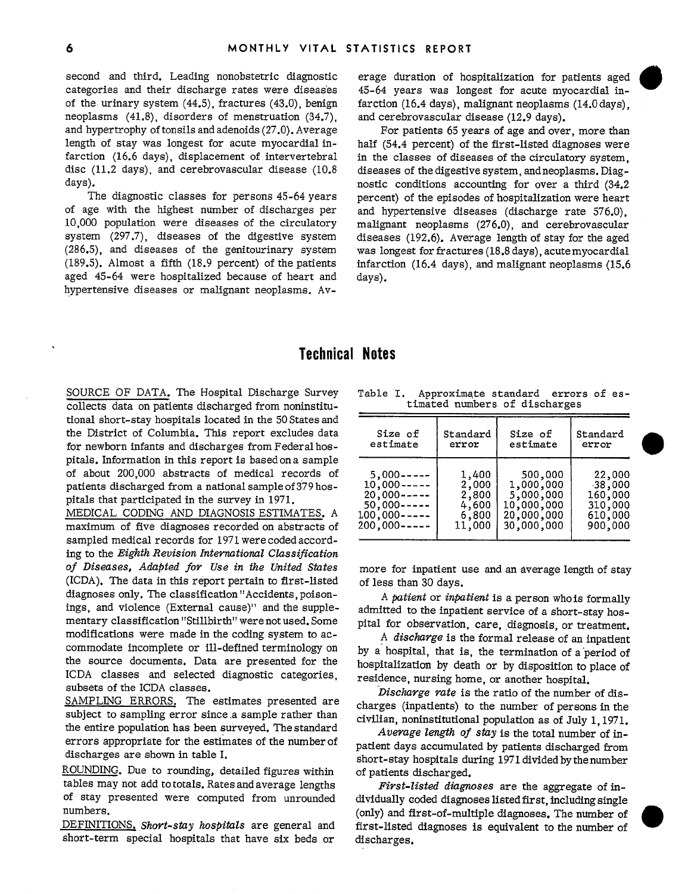second and third. Leading nonobstetric diagnostic categories and their discharge rates were diseases of the urinary system (44.5), fractures (43.0), benign neoplasms (41.8), disorders of menstruation (34.7), and hypertrophy of tonsils and adenoids (27.0). Average length of stay was longest for acute myocardial infarction (16.6 days), displacement of intervertebral disc (11.2 days), and cerebrovascular disease (10.8 days).

The diagnostic classes for persons 45-64 years of age with the highest number of discharges per 10,000 population were diseases of the circulatory system (297.7), diseases of the digestive system (286.5), and diseases of the genitourinary system (189.5). Almost a fifth (18.9 percent) of the patients aged 45-64 were hospitalized because of heart and hypertensive diseases or malignant neoplasms. Average duration of hospitalization for patients aged 45-64 years was longest for acute myocardial infarction (16.4 days), malignant neoplasms (14.0 days), and cerebrovascular disease (12.9 days).

For patients 65 years of age and over, more than half (54.4 percent) of the first-listed diagnoses were in the classes of diseases of the circulatory system, diseases of the digestive system, and neoplasms. Diagnostic conditions accounting for over a third (34.2 percent) of the episodes of hospitalization were heart and hypertensive diseases (discharge rate 576.0), malignant neoplasms (276.0), and cerebrovascular diseases (192.6). Average length of stay for the aged was longest for fractures (18.8 days), acute myocardial infarction (16.4 days), and malignant neoplasms (15.6 days).

# Technical Notes

SOURCE OF DATA. The Hospital Discharge Survey collects data on patients discharged from noninstitutional short-stay hospitals located in the 50 States and the District of Columbia. This report excludes data for newborn infants and discharges from Federal hospitals. Information in this report is based on a sample of about 200,000 abstracts of medical records of patients discharged from a national sample of 379 hospitals that participated in the survey in 1971.

MEDICAL CODING AND DIAGNOSIS ESTIMATES. A maximum of five diagnoses recorded on abstracts of sampled medical records for 1971 were coded according to the *Eighth Revision International Classification of Diseases, Adapted for Use in the United States* (ICDA). The data in this report pertain to first-listed diagnoses only. The classification "Accidents, poisonings, and violence (External cause)" and the supplementary classification "Stillbirth" were not used. Some modifications were made in the coding system to accommodate incomplete or ill-defined terminology on the source documents. Data are presented for the ICDA classes and selected diagnostic categories, subsets of the ICDA classes.

SAMPLING ERRORS. The estimates presented are subject to sampling error since a sample rather than the entire population has been surveyed. The standard errors appropriate for the estimates of the number of discharges are shown in table I.

Table I. Approximate standard errors of estimated numbers of discharges

| Size of estimate | Standard error | Size of estimate | Standard error |
|---|---|---|---|
| 5,000----- | 1,400 | 500,000 | 22,000 |
| 10,000----- | 2,000 | 1,000,000 | 38,000 |
| 20,000----- | 2,800 | 5,000,000 | 160,000 |
| 50,000----- | 4,600 | 10,000,000 | 310,000 |
| 100,000----- | 6,800 | 20,000,000 | 610,000 |
| 200,000----- | 11,000 | 30,000,000 | 900,000 |

ROUNDING. Due to rounding, detailed figures within tables may not add to totals. Rates and average lengths of stay presented were computed from unrounded numbers.

DEFINITIONS. *Short-stay hospitals* are general and short-term special hospitals that have six beds or more for inpatient use and an average length of stay of less than 30 days.

A *patient* or *inpatient* is a person who is formally admitted to the inpatient service of a short-stay hospital for observation, care, diagnosis, or treatment.

A *discharge* is the formal release of an inpatient by a hospital, that is, the termination of a period of hospitalization by death or by disposition to place of residence, nursing home, or another hospital.

*Discharge rate* is the ratio of the number of discharges (inpatients) to the number of persons in the civilian, noninstitutional population as of July 1, 1971.

*Average length of stay* is the total number of inpatient days accumulated by patients discharged from short-stay hospitals during 1971 divided by the number of patients discharged.

*First-listed diagnoses* are the aggregate of individually coded diagnoses listed first, including single (only) and first-of-multiple diagnoses. The number of first-listed diagnoses is equivalent to the number of discharges.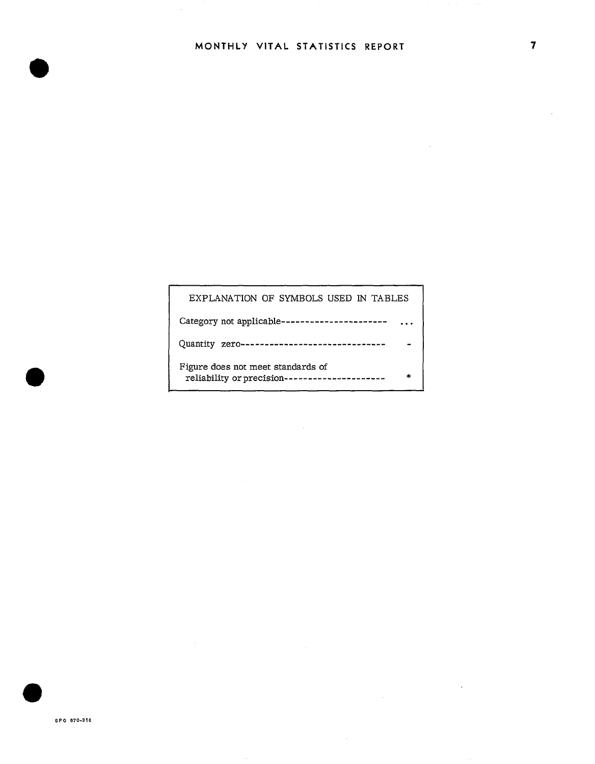| EXPLANATION OF SYMBOLS USED IN TABLES | |
| --- | --- |
| Category not applicable | ... |
| Quantity zero | - |
| Figure does not meet standards of reliability or precision | * |

GPO 870-316